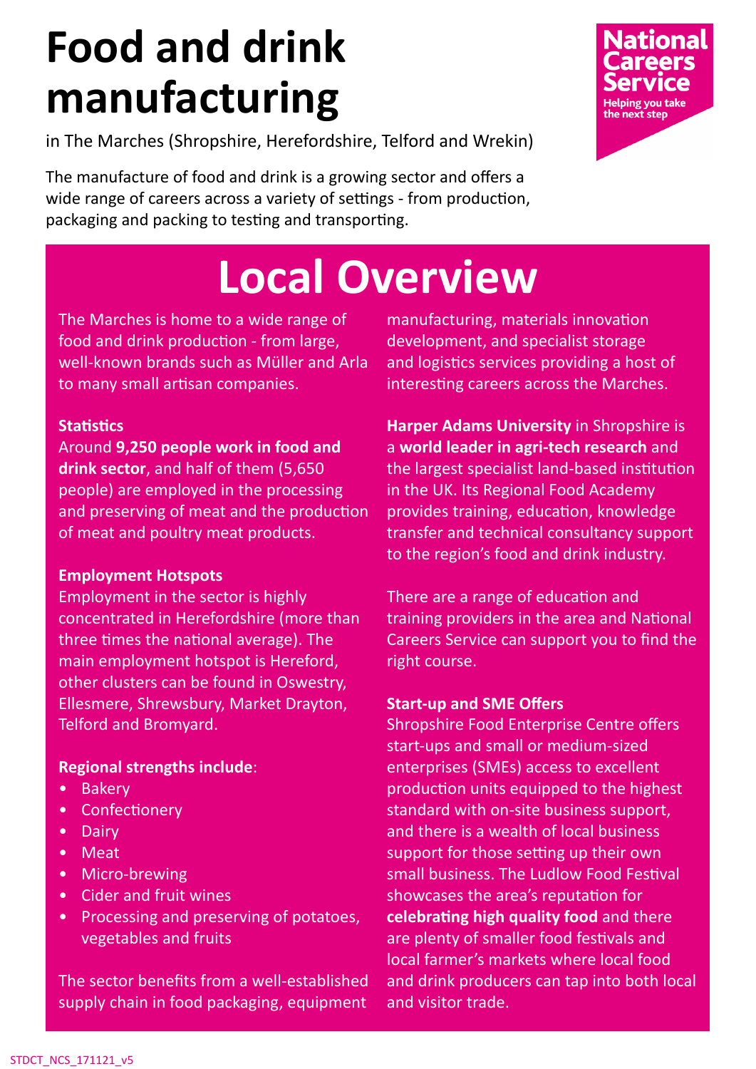# Food and drink manufacturing

in The Marches (Shropshire, Herefordshire, Telford and Wrekin)

**National Careers Service**
Helping you take the next step

The manufacture of food and drink is a growing sector and offers a wide range of careers across a variety of settings - from production, packaging and packing to testing and transporting.

## Local Overview

The Marches is home to a wide range of food and drink production - from large, well-known brands such as Müller and Arla to many small artisan companies.

**Statistics**

Around **9,250 people work in food and drink sector**, and half of them (5,650 people) are employed in the processing and preserving of meat and the production of meat and poultry meat products.

**Employment Hotspots**

Employment in the sector is highly concentrated in Herefordshire (more than three times the national average). The main employment hotspot is Hereford, other clusters can be found in Oswestry, Ellesmere, Shrewsbury, Market Drayton, Telford and Bromyard.

**Regional strengths include**:

- Bakery
- Confectionery
- Dairy
- Meat
- Micro-brewing
- Cider and fruit wines
- Processing and preserving of potatoes, vegetables and fruits

The sector benefits from a well-established supply chain in food packaging, equipment manufacturing, materials innovation development, and specialist storage and logistics services providing a host of interesting careers across the Marches.

**Harper Adams University** in Shropshire is a **world leader in agri-tech research** and the largest specialist land-based institution in the UK. Its Regional Food Academy provides training, education, knowledge transfer and technical consultancy support to the region's food and drink industry.

There are a range of education and training providers in the area and National Careers Service can support you to find the right course.

**Start-up and SME Offers**

Shropshire Food Enterprise Centre offers start-ups and small or medium-sized enterprises (SMEs) access to excellent production units equipped to the highest standard with on-site business support, and there is a wealth of local business support for those setting up their own small business. The Ludlow Food Festival showcases the area's reputation for **celebrating high quality food** and there are plenty of smaller food festivals and local farmer's markets where local food and drink producers can tap into both local and visitor trade.

STDCT_NCS_171121_v5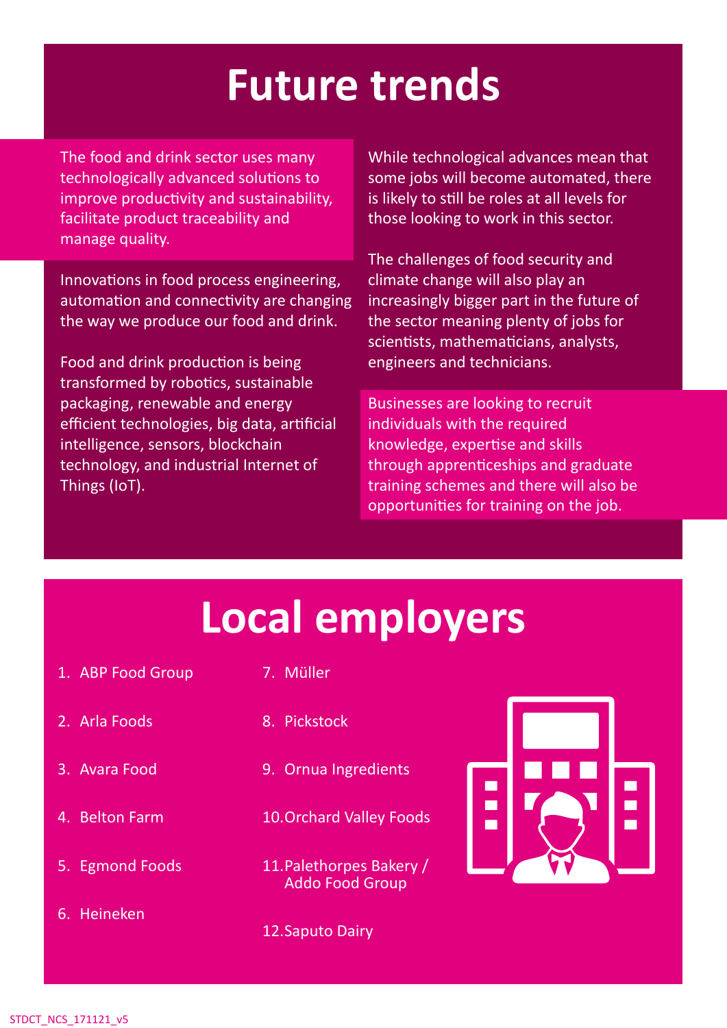# Future trends

The food and drink sector uses many technologically advanced solutions to improve productivity and sustainability, facilitate product traceability and manage quality.

Innovations in food process engineering, automation and connectivity are changing the way we produce our food and drink.

Food and drink production is being transformed by robotics, sustainable packaging, renewable and energy efficient technologies, big data, artificial intelligence, sensors, blockchain technology, and industrial Internet of Things (IoT).

While technological advances mean that some jobs will become automated, there is likely to still be roles at all levels for those looking to work in this sector.

The challenges of food security and climate change will also play an increasingly bigger part in the future of the sector meaning plenty of jobs for scientists, mathematicians, analysts, engineers and technicians.

Businesses are looking to recruit individuals with the required knowledge, expertise and skills through apprenticeships and graduate training schemes and there will also be opportunities for training on the job.

# Local employers

1. ABP Food Group
2. Arla Foods
3. Avara Food
4. Belton Farm
5. Egmond Foods
6. Heineken
7. Müller
8. Pickstock
9. Ornua Ingredients
10. Orchard Valley Foods
11. Palethorpes Bakery / Addo Food Group
12. Saputo Dairy

STDCT_NCS_171121_v5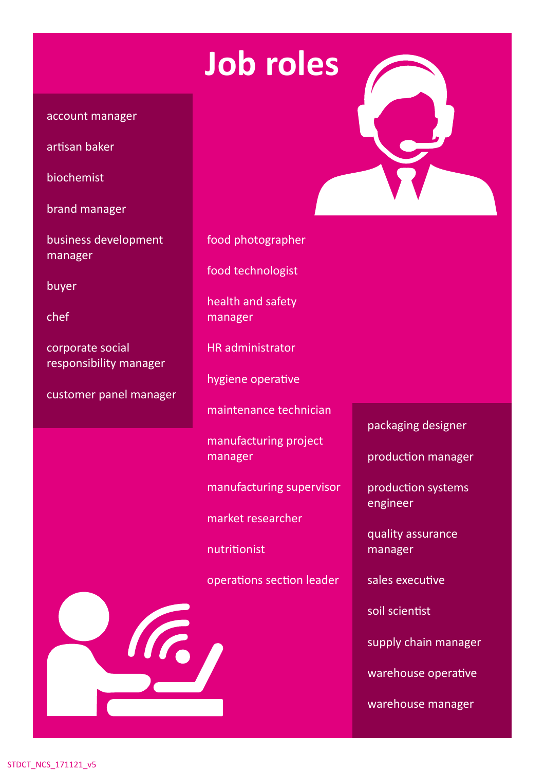# Job roles

- account manager
- artisan baker
- biochemist
- brand manager
- business development manager
- buyer
- chef
- corporate social responsibility manager
- customer panel manager
- food photographer
- food technologist
- health and safety manager
- HR administrator
- hygiene operative
- maintenance technician
- manufacturing project manager
- manufacturing supervisor
- market researcher
- nutritionist
- operations section leader
- packaging designer
- production manager
- production systems engineer
- quality assurance manager
- sales executive
- soil scientist
- supply chain manager
- warehouse operative
- warehouse manager

STDCT_NCS_171121_v5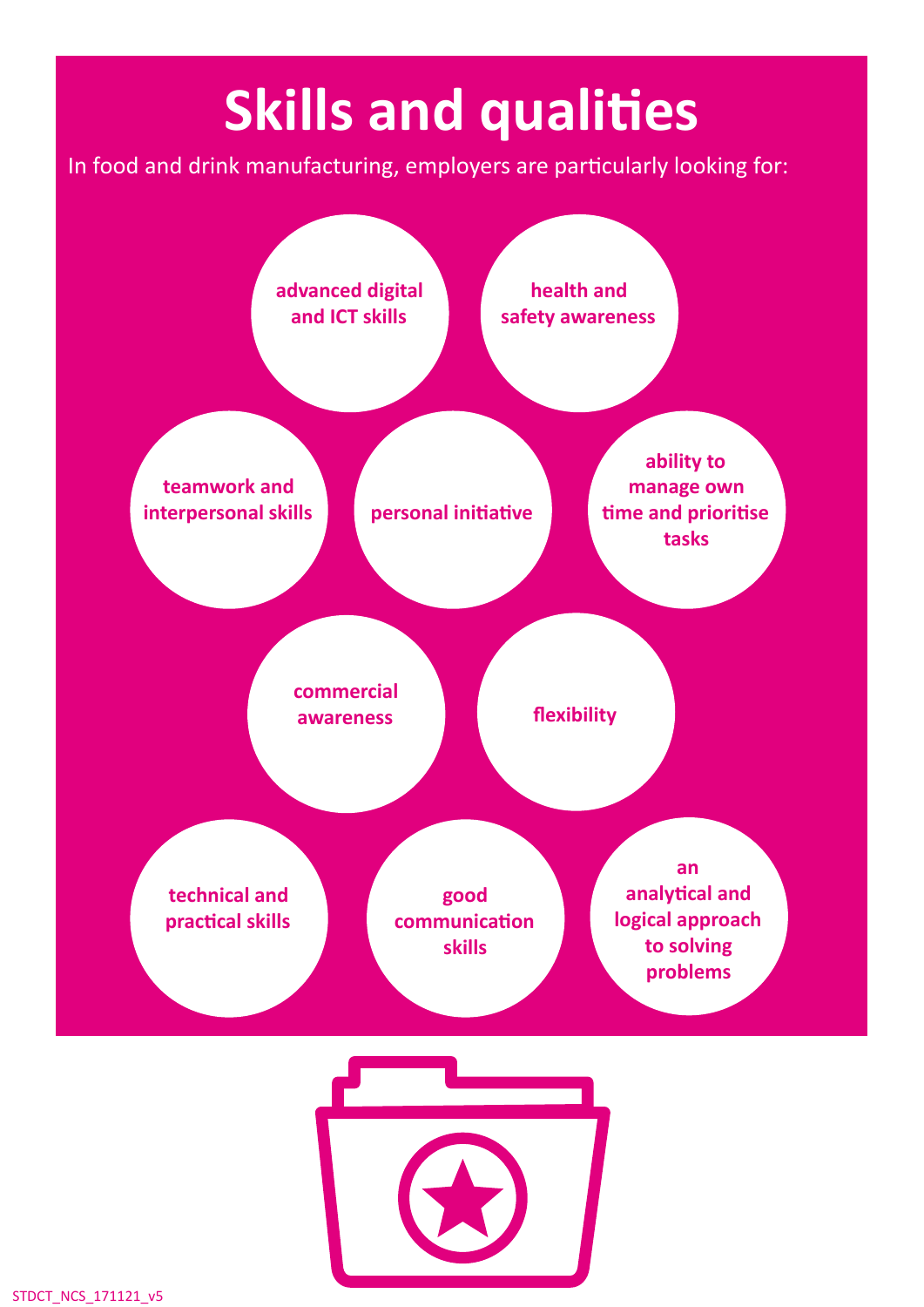# Skills and qualities

In food and drink manufacturing, employers are particularly looking for:

- advanced digital and ICT skills
- health and safety awareness
- teamwork and interpersonal skills
- personal initiative
- ability to manage own time and prioritise tasks
- commercial awareness
- flexibility
- technical and practical skills
- good communication skills
- an analytical and logical approach to solving problems

STDCT_NCS_171121_v5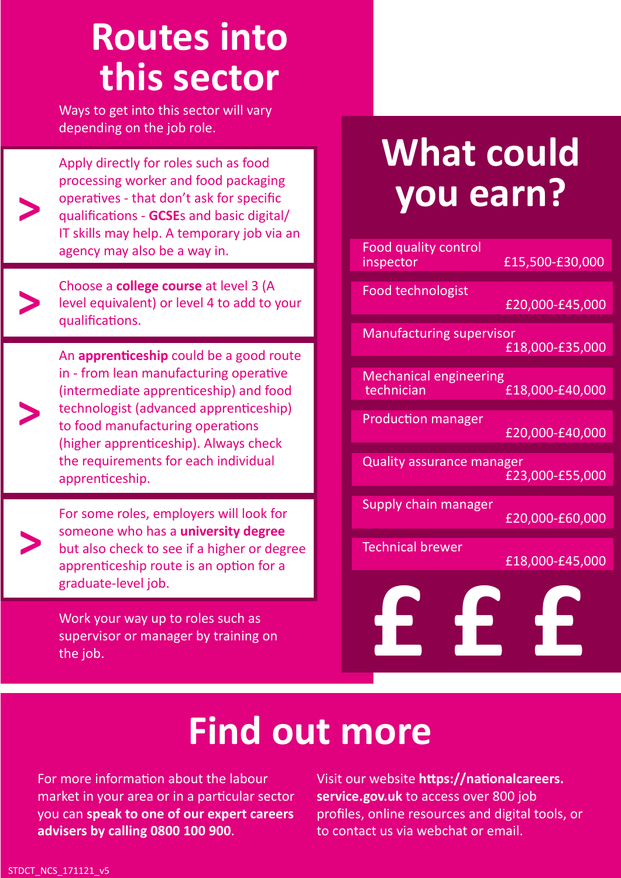# Routes into this sector

Ways to get into this sector will vary depending on the job role.

- Apply directly for roles such as food processing worker and food packaging operatives - that don't ask for specific qualifications - **GCSE**s and basic digital/ IT skills may help. A temporary job via an agency may also be a way in.
- Choose a **college course** at level 3 (A level equivalent) or level 4 to add to your qualifications.
- An **apprenticeship** could be a good route in - from lean manufacturing operative (intermediate apprenticeship) and food technologist (advanced apprenticeship) to food manufacturing operations (higher apprenticeship). Always check the requirements for each individual apprenticeship.
- For some roles, employers will look for someone who has a **university degree** but also check to see if a higher or degree apprenticeship route is an option for a graduate-level job.

Work your way up to roles such as supervisor or manager by training on the job.

# What could you earn?

| | |
|---|---|
| Food quality control inspector | £15,500-£30,000 |
| Food technologist | £20,000-£45,000 |
| Manufacturing supervisor | £18,000-£35,000 |
| Mechanical engineering technician | £18,000-£40,000 |
| Production manager | £20,000-£40,000 |
| Quality assurance manager | £23,000-£55,000 |
| Supply chain manager | £20,000-£60,000 |
| Technical brewer | £18,000-£45,000 |

# Find out more

For more information about the labour market in your area or in a particular sector you can **speak to one of our expert careers advisers by calling 0800 100 900**.

Visit our website **https://nationalcareers.service.gov.uk** to access over 800 job profiles, online resources and digital tools, or to contact us via webchat or email.

STDCT_NCS_171121_v5